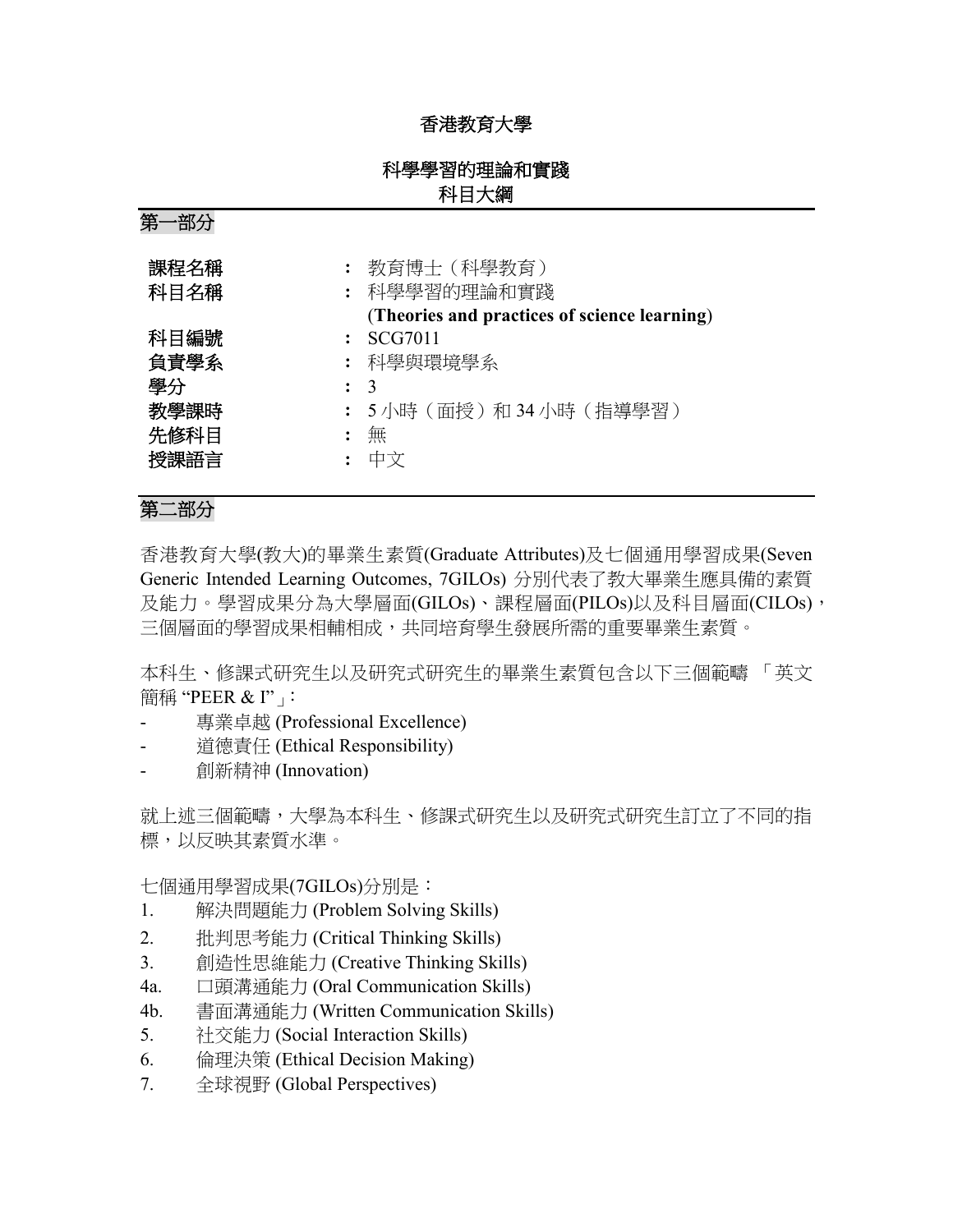# 香港教育大學

## 科學學習的理論和實踐
## 科目大綱

## 第一部分

| | | |
|---|---|---|
| 課程名稱 | : | 教育博士（科學教育） |
| 科目名稱 | : | 科學學習的理論和實踐<br>**(Theories and practices of science learning)** |
| 科目編號 | : | SCG7011 |
| 負責學系 | : | 科學與環境學系 |
| 學分 | : | 3 |
| 教學課時 | : | 5 小時（面授）和 34 小時（指導學習） |
| 先修科目 | : | 無 |
| 授課語言 | : | 中文 |

## 第二部分

香港教育大學(教大)的畢業生素質(Graduate Attributes)及七個通用學習成果(Seven Generic Intended Learning Outcomes, 7GILOs) 分別代表了教大畢業生應具備的素質及能力。學習成果分為大學層面(GILOs)、課程層面(PILOs)以及科目層面(CILOs)，三個層面的學習成果相輔相成，共同培育學生發展所需的重要畢業生素質。

本科生、修課式研究生以及研究式研究生的畢業生素質包含以下三個範疇 「英文簡稱 "PEER & I"」:

- 專業卓越 (Professional Excellence)
- 道德責任 (Ethical Responsibility)
- 創新精神 (Innovation)

就上述三個範疇，大學為本科生、修課式研究生以及研究式研究生訂立了不同的指標，以反映其素質水準。

七個通用學習成果(7GILOs)分別是：

1. 解決問題能力 (Problem Solving Skills)
2. 批判思考能力 (Critical Thinking Skills)
3. 創造性思維能力 (Creative Thinking Skills)

4a. 口頭溝通能力 (Oral Communication Skills)

4b. 書面溝通能力 (Written Communication Skills)

5. 社交能力 (Social Interaction Skills)
6. 倫理決策 (Ethical Decision Making)
7. 全球視野 (Global Perspectives)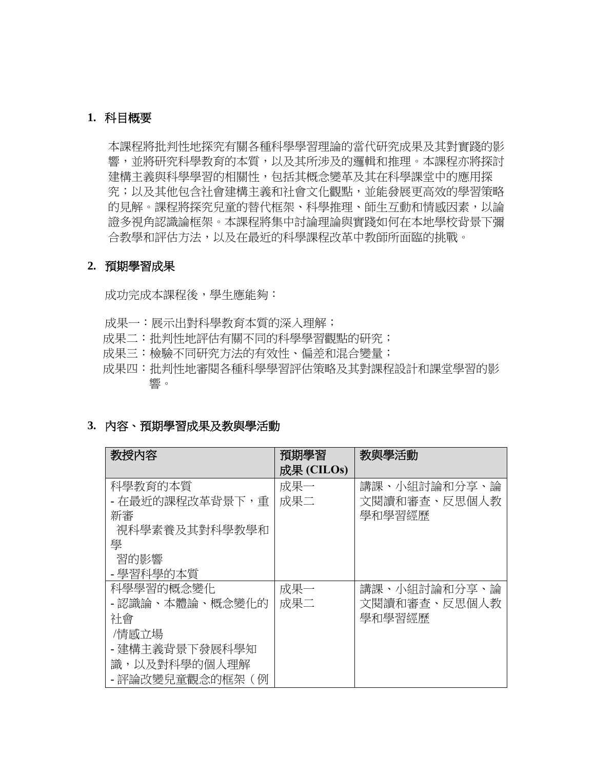## 1. 科目概要

本課程將批判性地探究有關各種科學學習理論的當代研究成果及其對實踐的影響，並將研究科學教育的本質，以及其所涉及的邏輯和推理。本課程亦將探討建構主義與科學學習的相關性，包括其概念變革及其在科學課堂中的應用探究；以及其他包含社會建構主義和社會文化觀點，並能發展更高效的學習策略的見解。課程將探究兒童的替代框架、科學推理、師生互動和情感因素，以論證多視角認識論框架。本課程將集中討論理論與實踐如何在本地學校背景下彌合教學和評估方法，以及在最近的科學課程改革中教師所面臨的挑戰。

## 2. 預期學習成果

成功完成本課程後，學生應能夠：

成果一：展示出對科學教育本質的深入理解；
成果二：批判性地評估有關不同的科學學習觀點的研究；
成果三：檢驗不同研究方法的有效性、偏差和混合變量；
成果四：批判性地審閱各種科學學習評估策略及其對課程設計和課堂學習的影響。

## 3. 內容、預期學習成果及教與學活動

| 教授內容 | 預期學習成果 (CILOs) | 教與學活動 |
|---|---|---|
| 科學教育的本質<br>- 在最近的課程改革背景下，重新審視科學素養及其對科學教學和學習的影響<br>- 學習科學的本質 | 成果一<br>成果二 | 講課、小組討論和分享、論文閱讀和審查、反思個人教學和學習經歷 |
| 科學學習的概念變化<br>- 認識論、本體論、概念變化的社會/情感立場<br>- 建構主義背景下發展科學知識，以及對科學的個人理解<br>- 評論改變兒童觀念的框架（例 | 成果一<br>成果二 | 講課、小組討論和分享、論文閱讀和審查、反思個人教學和學習經歷 |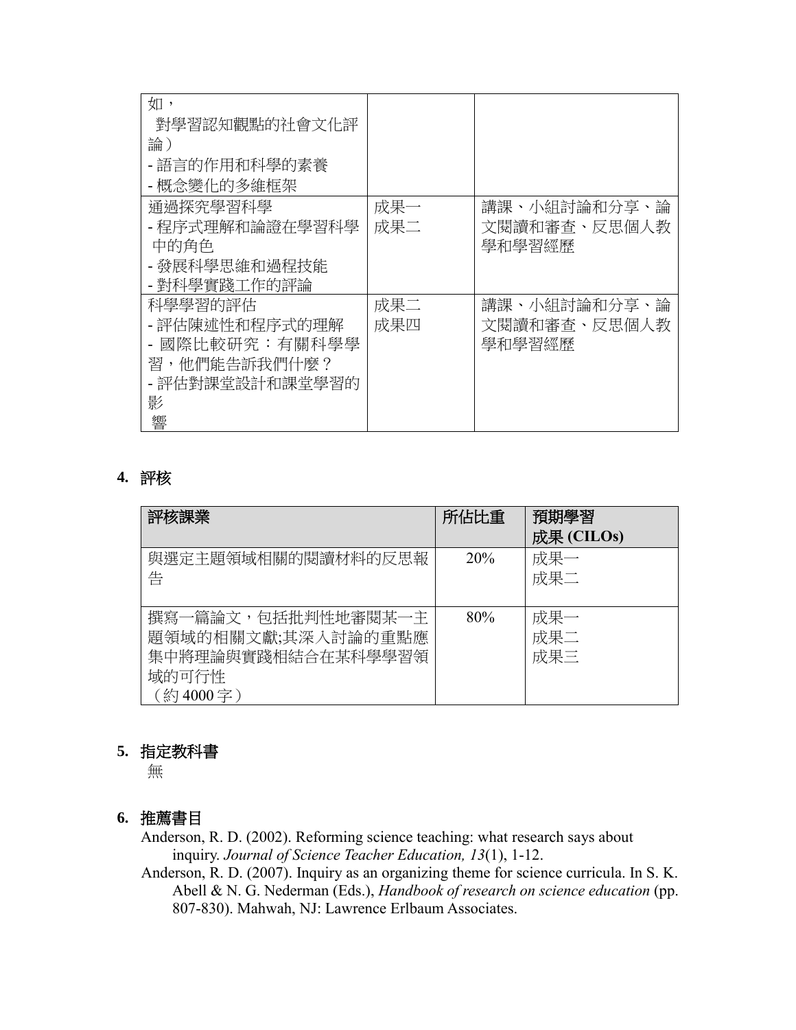| | | |
|---|---|---|
| 如，<br>對學習認知觀點的社會文化評論）<br>- 語言的作用和科學的素養<br>- 概念變化的多維框架 | | |
| 通過探究學習科學<br>- 程序式理解和論證在學習科學中的角色<br>- 發展科學思維和過程技能<br>- 對科學實踐工作的評論 | 成果一<br>成果二 | 講課、小組討論和分享、論文閱讀和審查、反思個人教學和學習經歷 |
| 科學學習的評估<br>- 評估陳述性和程序式的理解<br>- 國際比較研究：有關科學學習，他們能告訴我們什麼？<br>- 評估對課堂設計和課堂學習的影響 | 成果二<br>成果四 | 講課、小組討論和分享、論文閱讀和審查、反思個人教學和學習經歷 |

## 4. 評核

| 評核課業 | 所佔比重 | 預期學習成果 (CILOs) |
|---|---|---|
| 與選定主題領域相關的閱讀材料的反思報告 | 20% | 成果一<br>成果二 |
| 撰寫一篇論文，包括批判性地審閱某一主題領域的相關文獻;其深入討論的重點應集中將理論與實踐相結合在某科學學習領域的可行性<br>（約 4000 字） | 80% | 成果一<br>成果二<br>成果三 |

## 5. 指定教科書

無

## 6. 推薦書目

Anderson, R. D. (2002). Reforming science teaching: what research says about inquiry. *Journal of Science Teacher Education, 13*(1), 1-12.

Anderson, R. D. (2007). Inquiry as an organizing theme for science curricula. In S. K. Abell & N. G. Nederman (Eds.), *Handbook of research on science education* (pp. 807-830). Mahwah, NJ: Lawrence Erlbaum Associates.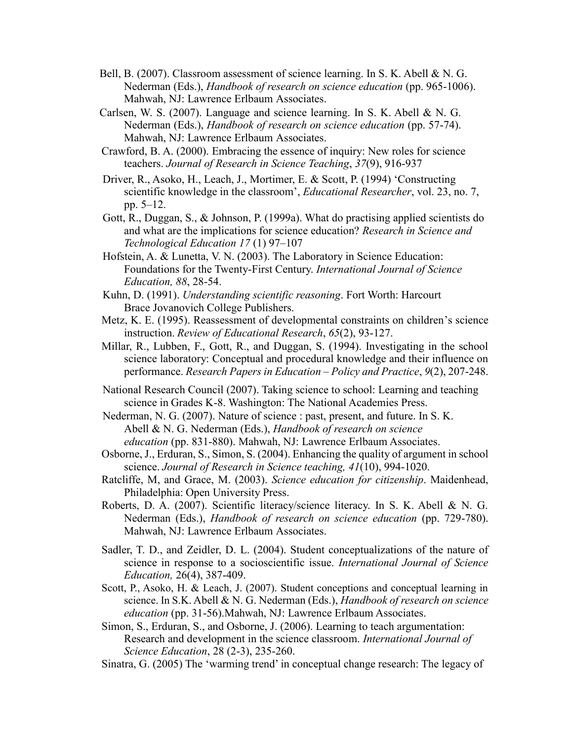Bell, B. (2007). Classroom assessment of science learning. In S. K. Abell & N. G. Nederman (Eds.), *Handbook of research on science education* (pp. 965-1006). Mahwah, NJ: Lawrence Erlbaum Associates.

Carlsen, W. S. (2007). Language and science learning. In S. K. Abell & N. G. Nederman (Eds.), *Handbook of research on science education* (pp. 57-74). Mahwah, NJ: Lawrence Erlbaum Associates.

Crawford, B. A. (2000). Embracing the essence of inquiry: New roles for science teachers. *Journal of Research in Science Teaching*, *37*(9), 916-937

Driver, R., Asoko, H., Leach, J., Mortimer, E. & Scott, P. (1994) 'Constructing scientific knowledge in the classroom', *Educational Researcher*, vol. 23, no. 7, pp. 5–12.

Gott, R., Duggan, S., & Johnson, P. (1999a). What do practising applied scientists do and what are the implications for science education? *Research in Science and Technological Education 17* (1) 97–107

Hofstein, A. & Lunetta, V. N. (2003). The Laboratory in Science Education: Foundations for the Twenty-First Century. *International Journal of Science Education, 88*, 28-54.

Kuhn, D. (1991). *Understanding scientific reasoning*. Fort Worth: Harcourt Brace Jovanovich College Publishers.

Metz, K. E. (1995). Reassessment of developmental constraints on children's science instruction. *Review of Educational Research*, *65*(2), 93-127.

Millar, R., Lubben, F., Gott, R., and Duggan, S. (1994). Investigating in the school science laboratory: Conceptual and procedural knowledge and their influence on performance. *Research Papers in Education – Policy and Practice*, *9*(2), 207-248.

National Research Council (2007). Taking science to school: Learning and teaching science in Grades K-8. Washington: The National Academies Press.

Nederman, N. G. (2007). Nature of science : past, present, and future. In S. K. Abell & N. G. Nederman (Eds.), *Handbook of research on science education* (pp. 831-880). Mahwah, NJ: Lawrence Erlbaum Associates.

Osborne, J., Erduran, S., Simon, S. (2004). Enhancing the quality of argument in school science. *Journal of Research in Science teaching, 41*(10), 994-1020.

Ratcliffe, M, and Grace, M. (2003). *Science education for citizenship*. Maidenhead, Philadelphia: Open University Press.

Roberts, D. A. (2007). Scientific literacy/science literacy. In S. K. Abell & N. G. Nederman (Eds.), *Handbook of research on science education* (pp. 729-780). Mahwah, NJ: Lawrence Erlbaum Associates.

Sadler, T. D., and Zeidler, D. L. (2004). Student conceptualizations of the nature of science in response to a socioscientific issue. *International Journal of Science Education,* 26(4), 387-409.

Scott, P., Asoko, H. & Leach, J. (2007). Student conceptions and conceptual learning in science. In S.K. Abell & N. G. Nederman (Eds.), *Handbook of research on science education* (pp. 31-56).Mahwah, NJ: Lawrence Erlbaum Associates.

Simon, S., Erduran, S., and Osborne, J. (2006). Learning to teach argumentation: Research and development in the science classroom. *International Journal of Science Education*, 28 (2-3), 235-260.

Sinatra, G. (2005) The 'warming trend' in conceptual change research: The legacy of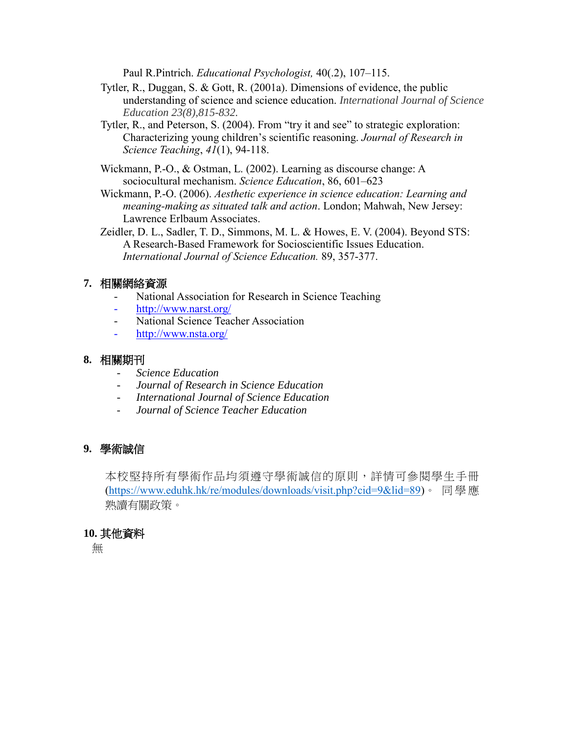Paul R.Pintrich. *Educational Psychologist,* 40(.2), 107–115.

Tytler, R., Duggan, S. & Gott, R. (2001a). Dimensions of evidence, the public understanding of science and science education. *International Journal of Science Education 23(8),815-832.*

Tytler, R., and Peterson, S. (2004). From “try it and see” to strategic exploration: Characterizing young children’s scientific reasoning. *Journal of Research in Science Teaching*, *41*(1), 94-118.

Wickmann, P.-O., & Ostman, L. (2002). Learning as discourse change: A sociocultural mechanism. *Science Education*, 86, 601–623

Wickmann, P.-O. (2006). *Aesthetic experience in science education: Learning and meaning-making as situated talk and action*. London; Mahwah, New Jersey: Lawrence Erlbaum Associates.

Zeidler, D. L., Sadler, T. D., Simmons, M. L. & Howes, E. V. (2004). Beyond STS: A Research-Based Framework for Socioscientific Issues Education. *International Journal of Science Education.* 89, 357-377.

## 7. 相關網絡資源

- National Association for Research in Science Teaching
- http://www.narst.org/
- National Science Teacher Association
- http://www.nsta.org/

## 8. 相關期刊

- *Science Education*
- *Journal of Research in Science Education*
- *International Journal of Science Education*
- *Journal of Science Teacher Education*

## 9. 學術誠信

本校堅持所有學術作品均須遵守學術誠信的原則，詳情可參閱學生手冊 (https://www.eduhk.hk/re/modules/downloads/visit.php?cid=9&lid=89)。 同學應熟讀有關政策。

## 10. 其他資料

無